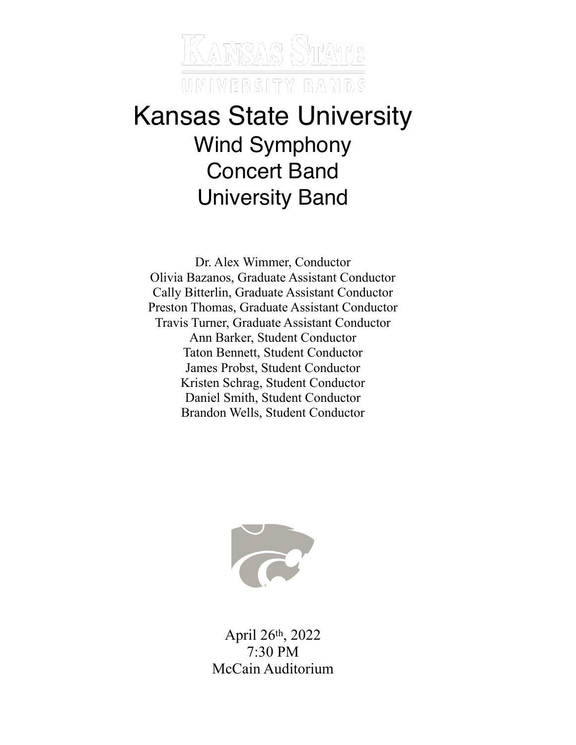KANSAS STATE
UNIVERSITY BANDS

# Kansas State University

## Wind Symphony
## Concert Band
## University Band

Dr. Alex Wimmer, Conductor
Olivia Bazanos, Graduate Assistant Conductor
Cally Bitterlin, Graduate Assistant Conductor
Preston Thomas, Graduate Assistant Conductor
Travis Turner, Graduate Assistant Conductor
Ann Barker, Student Conductor
Taton Bennett, Student Conductor
James Probst, Student Conductor
Kristen Schrag, Student Conductor
Daniel Smith, Student Conductor
Brandon Wells, Student Conductor

April 26th, 2022
7:30 PM
McCain Auditorium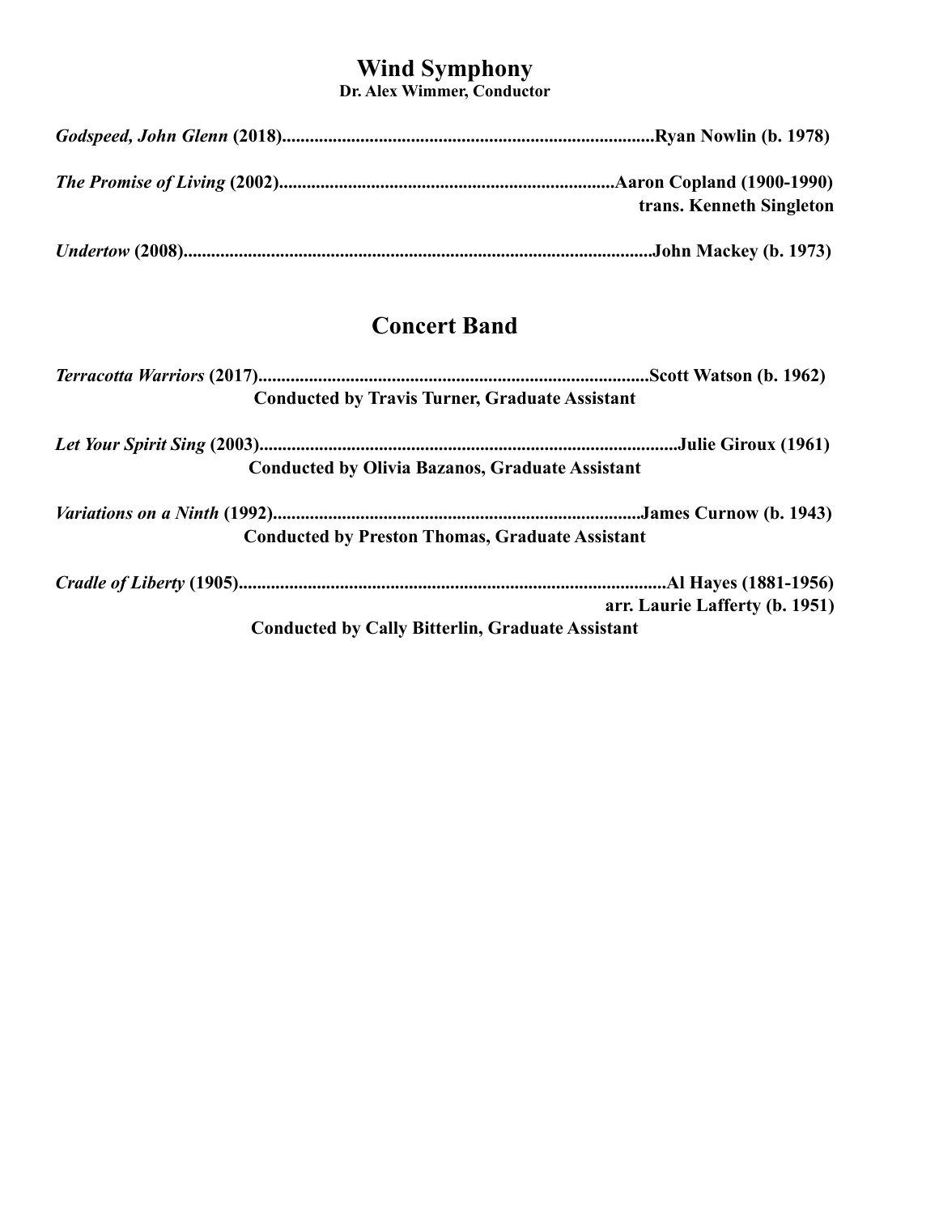## Wind Symphony

**Dr. Alex Wimmer, Conductor**

***Godspeed, John Glenn* (2018)................................................................................Ryan Nowlin (b. 1978)**

***The Promise of Living* (2002)........................................................................Aaron Copland (1900-1990)**
**trans. Kenneth Singleton**

***Undertow* (2008)....................................................................................................John Mackey (b. 1973)**

## Concert Band

***Terracotta Warriors* (2017)....................................................................................Scott Watson (b. 1962)**
**Conducted by Travis Turner, Graduate Assistant**

***Let Your Spirit Sing* (2003)..........................................................................................Julie Giroux (1961)**
**Conducted by Olivia Bazanos, Graduate Assistant**

***Variations on a Ninth* (1992)................................................................................James Curnow (b. 1943)**
**Conducted by Preston Thomas, Graduate Assistant**

***Cradle of Liberty* (1905)............................................................................................Al Hayes (1881-1956)**
**arr. Laurie Lafferty (b. 1951)**
**Conducted by Cally Bitterlin, Graduate Assistant**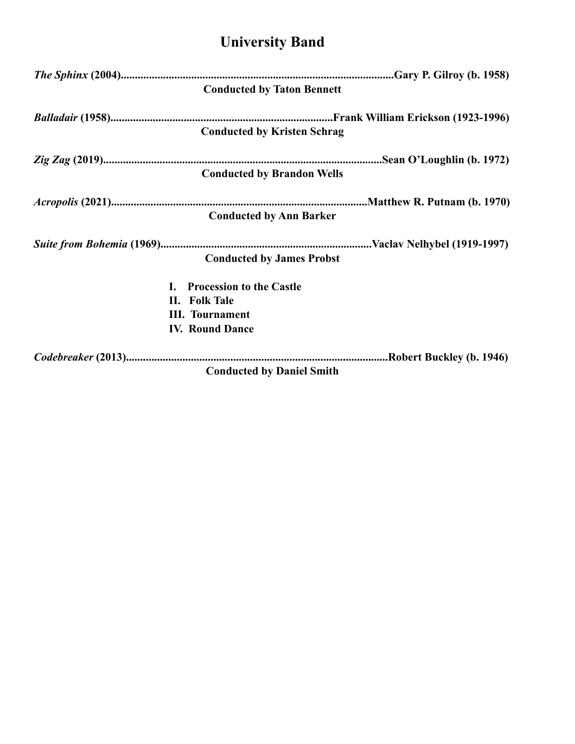# University Band

***The Sphinx* (2004)................................................................................................Gary P. Gilroy (b. 1958)**

**Conducted by Taton Bennett**

***Balladair* (1958)..............................................................................Frank William Erickson (1923-1996)**

**Conducted by Kristen Schrag**

***Zig Zag* (2019)..................................................................................................Sean O'Loughlin (b. 1972)**

**Conducted by Brandon Wells**

***Acropolis* (2021)..........................................................................................Matthew R. Putnam (b. 1970)**

**Conducted by Ann Barker**

***Suite from Bohemia* (1969)...........................................................................Vaclav Nelhybel (1919-1997)**

**Conducted by James Probst**

**I. Procession to the Castle**
**II. Folk Tale**
**III. Tournament**
**IV. Round Dance**

***Codebreaker* (2013).............................................................................................Robert Buckley (b. 1946)**

**Conducted by Daniel Smith**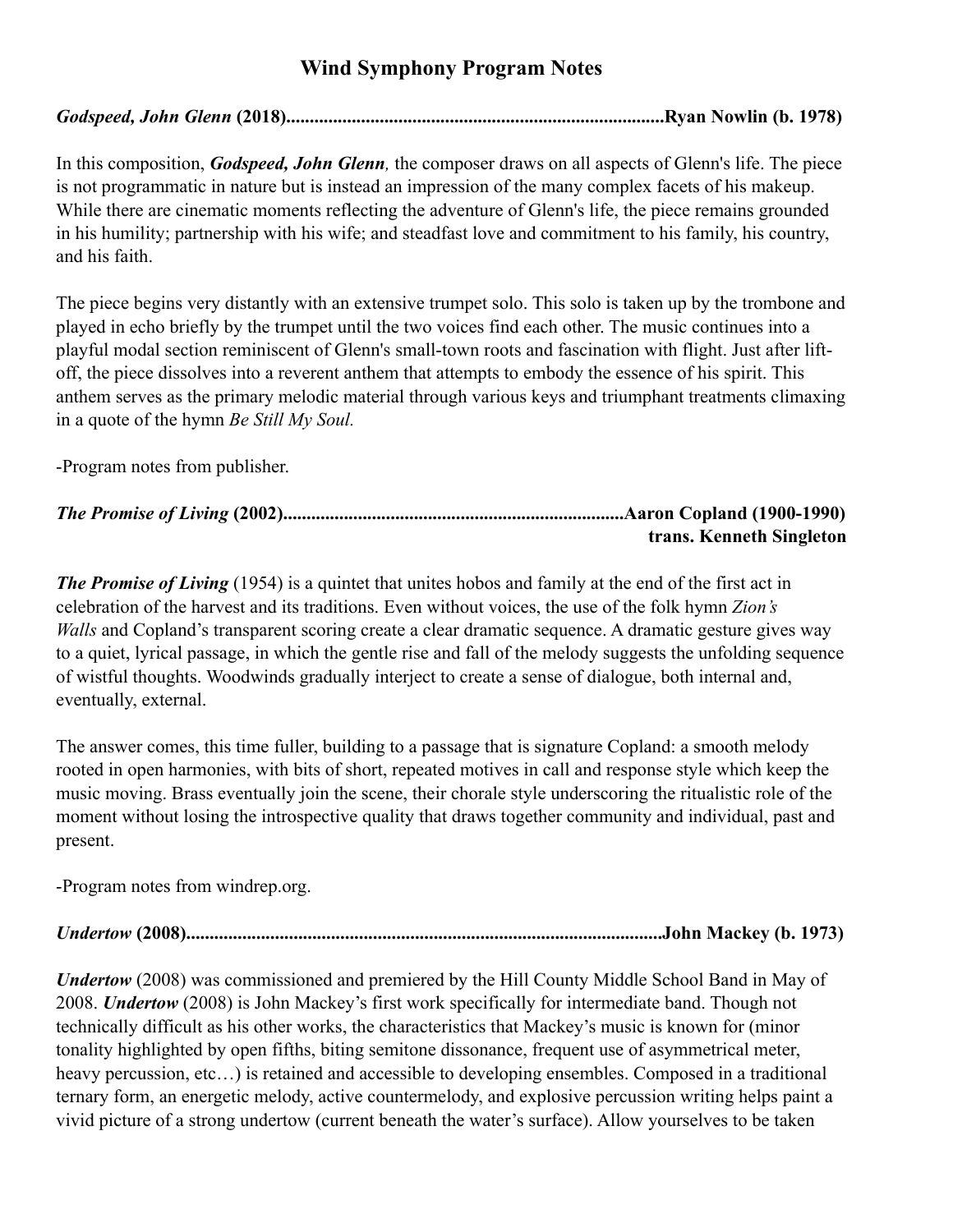# Wind Symphony Program Notes

***Godspeed, John Glenn* (2018)...............................................................................Ryan Nowlin (b. 1978)**

In this composition, ***Godspeed, John Glenn**,* the composer draws on all aspects of Glenn's life. The piece is not programmatic in nature but is instead an impression of the many complex facets of his makeup. While there are cinematic moments reflecting the adventure of Glenn's life, the piece remains grounded in his humility; partnership with his wife; and steadfast love and commitment to his family, his country, and his faith.

The piece begins very distantly with an extensive trumpet solo. This solo is taken up by the trombone and played in echo briefly by the trumpet until the two voices find each other. The music continues into a playful modal section reminiscent of Glenn's small-town roots and fascination with flight. Just after lift-off, the piece dissolves into a reverent anthem that attempts to embody the essence of his spirit. This anthem serves as the primary melodic material through various keys and triumphant treatments climaxing in a quote of the hymn *Be Still My Soul.*

-Program notes from publisher.

***The Promise of Living* (2002)........................................................................Aaron Copland (1900-1990)**
**trans. Kenneth Singleton**

***The Promise of Living*** (1954) is a quintet that unites hobos and family at the end of the first act in celebration of the harvest and its traditions. Even without voices, the use of the folk hymn *Zion's Walls* and Copland's transparent scoring create a clear dramatic sequence. A dramatic gesture gives way to a quiet, lyrical passage, in which the gentle rise and fall of the melody suggests the unfolding sequence of wistful thoughts. Woodwinds gradually interject to create a sense of dialogue, both internal and, eventually, external.

The answer comes, this time fuller, building to a passage that is signature Copland: a smooth melody rooted in open harmonies, with bits of short, repeated motives in call and response style which keep the music moving. Brass eventually join the scene, their chorale style underscoring the ritualistic role of the moment without losing the introspective quality that draws together community and individual, past and present.

-Program notes from windrep.org.

***Undertow* (2008)...................................................................................................John Mackey (b. 1973)**

***Undertow*** (2008) was commissioned and premiered by the Hill County Middle School Band in May of 2008. ***Undertow*** (2008) is John Mackey's first work specifically for intermediate band. Though not technically difficult as his other works, the characteristics that Mackey's music is known for (minor tonality highlighted by open fifths, biting semitone dissonance, frequent use of asymmetrical meter, heavy percussion, etc…) is retained and accessible to developing ensembles. Composed in a traditional ternary form, an energetic melody, active countermelody, and explosive percussion writing helps paint a vivid picture of a strong undertow (current beneath the water's surface). Allow yourselves to be taken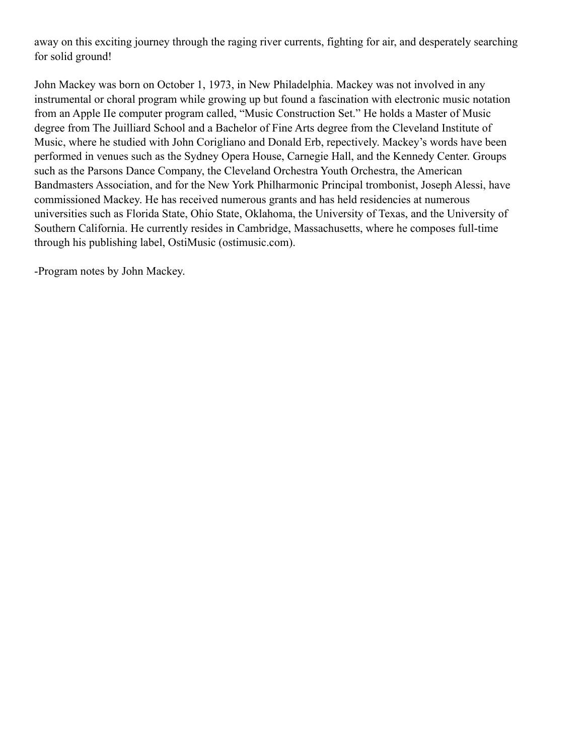away on this exciting journey through the raging river currents, fighting for air, and desperately searching for solid ground!

John Mackey was born on October 1, 1973, in New Philadelphia. Mackey was not involved in any instrumental or choral program while growing up but found a fascination with electronic music notation from an Apple IIe computer program called, "Music Construction Set." He holds a Master of Music degree from The Juilliard School and a Bachelor of Fine Arts degree from the Cleveland Institute of Music, where he studied with John Corigliano and Donald Erb, repectively. Mackey's words have been performed in venues such as the Sydney Opera House, Carnegie Hall, and the Kennedy Center. Groups such as the Parsons Dance Company, the Cleveland Orchestra Youth Orchestra, the American Bandmasters Association, and for the New York Philharmonic Principal trombonist, Joseph Alessi, have commissioned Mackey. He has received numerous grants and has held residencies at numerous universities such as Florida State, Ohio State, Oklahoma, the University of Texas, and the University of Southern California. He currently resides in Cambridge, Massachusetts, where he composes full-time through his publishing label, OstiMusic (ostimusic.com).

-Program notes by John Mackey.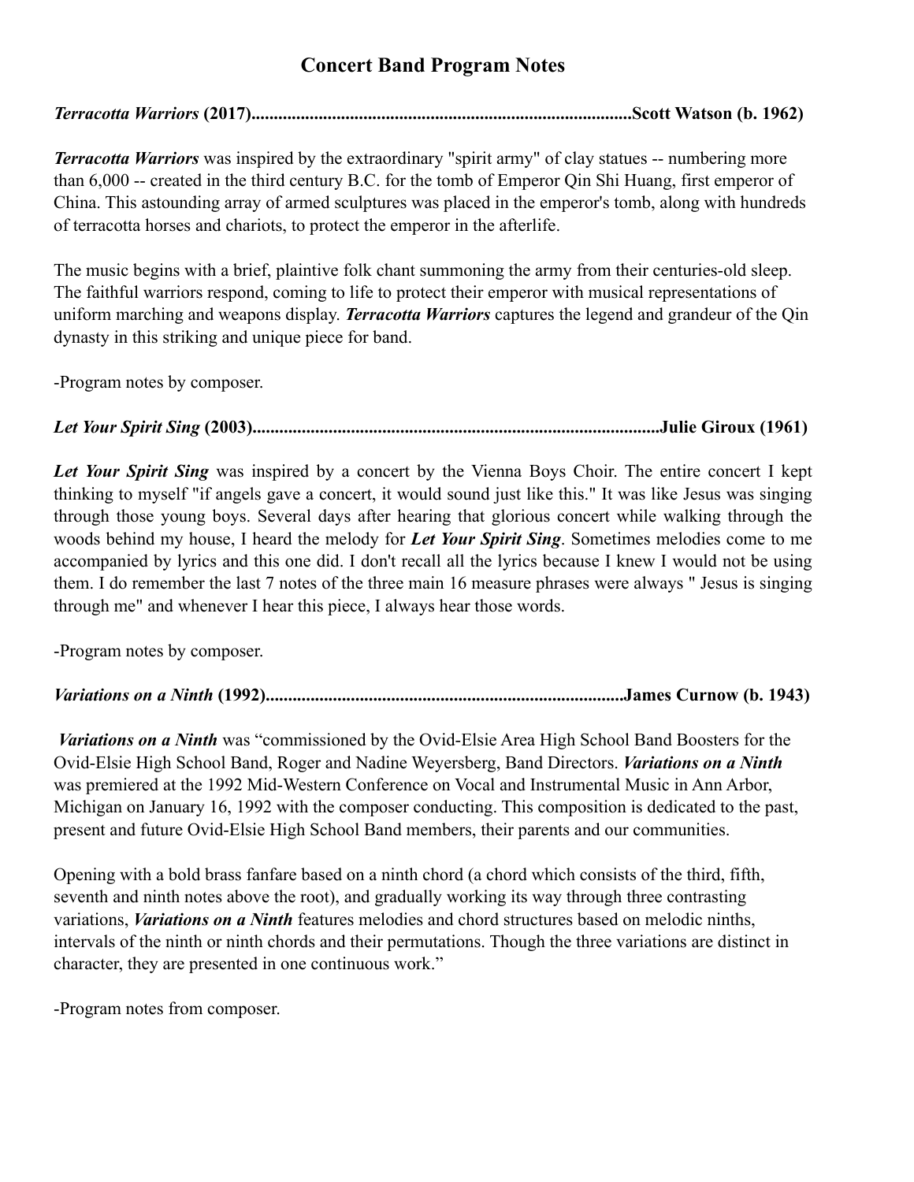# Concert Band Program Notes

***Terracotta Warriors* (2017)....................................................................................Scott Watson (b. 1962)**

***Terracotta Warriors*** was inspired by the extraordinary "spirit army" of clay statues -- numbering more than 6,000 -- created in the third century B.C. for the tomb of Emperor Qin Shi Huang, first emperor of China. This astounding array of armed sculptures was placed in the emperor's tomb, along with hundreds of terracotta horses and chariots, to protect the emperor in the afterlife.

The music begins with a brief, plaintive folk chant summoning the army from their centuries-old sleep. The faithful warriors respond, coming to life to protect their emperor with musical representations of uniform marching and weapons display. ***Terracotta Warriors*** captures the legend and grandeur of the Qin dynasty in this striking and unique piece for band.

-Program notes by composer.

***Let Your Spirit Sing* (2003)..........................................................................................Julie Giroux (1961)**

***Let Your Spirit Sing*** was inspired by a concert by the Vienna Boys Choir. The entire concert I kept thinking to myself "if angels gave a concert, it would sound just like this." It was like Jesus was singing through those young boys. Several days after hearing that glorious concert while walking through the woods behind my house, I heard the melody for ***Let Your Spirit Sing***. Sometimes melodies come to me accompanied by lyrics and this one did. I don't recall all the lyrics because I knew I would not be using them. I do remember the last 7 notes of the three main 16 measure phrases were always " Jesus is singing through me" and whenever I hear this piece, I always hear those words.

-Program notes by composer.

***Variations on a Ninth* (1992)..............................................................................James Curnow (b. 1943)**

***Variations on a Ninth*** was "commissioned by the Ovid-Elsie Area High School Band Boosters for the Ovid-Elsie High School Band, Roger and Nadine Weyersberg, Band Directors. ***Variations on a Ninth*** was premiered at the 1992 Mid-Western Conference on Vocal and Instrumental Music in Ann Arbor, Michigan on January 16, 1992 with the composer conducting. This composition is dedicated to the past, present and future Ovid-Elsie High School Band members, their parents and our communities.

Opening with a bold brass fanfare based on a ninth chord (a chord which consists of the third, fifth, seventh and ninth notes above the root), and gradually working its way through three contrasting variations, ***Variations on a Ninth*** features melodies and chord structures based on melodic ninths, intervals of the ninth or ninth chords and their permutations. Though the three variations are distinct in character, they are presented in one continuous work."

-Program notes from composer.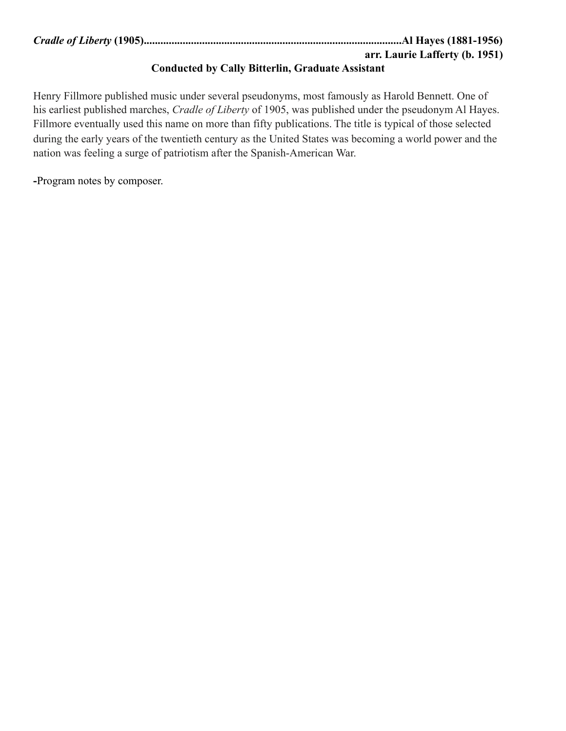***Cradle of Liberty* (1905)...........................................................................................Al Hayes (1881-1956)**

**arr. Laurie Lafferty (b. 1951)**

**Conducted by Cally Bitterlin, Graduate Assistant**

Henry Fillmore published music under several pseudonyms, most famously as Harold Bennett. One of his earliest published marches, *Cradle of Liberty* of 1905, was published under the pseudonym Al Hayes. Fillmore eventually used this name on more than fifty publications. The title is typical of those selected during the early years of the twentieth century as the United States was becoming a world power and the nation was feeling a surge of patriotism after the Spanish-American War.

**-**Program notes by composer.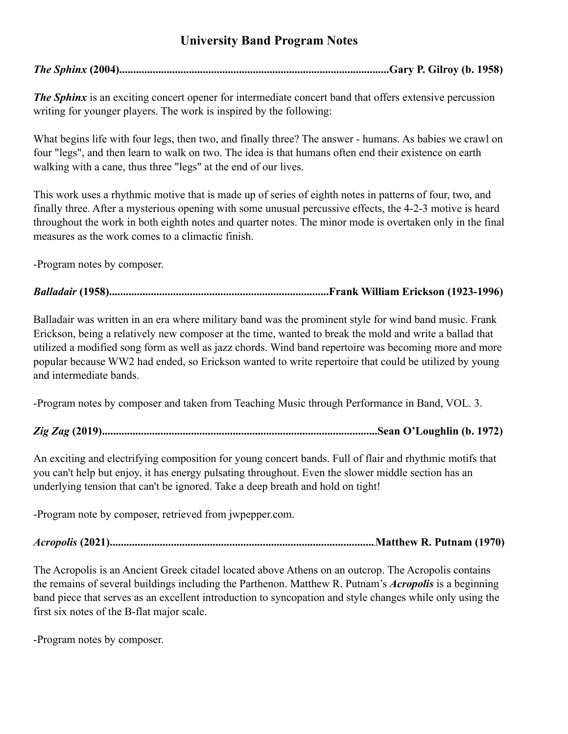# University Band Program Notes

***The Sphinx* (2004)...............................................................................................Gary P. Gilroy (b. 1958)**

***The Sphinx*** is an exciting concert opener for intermediate concert band that offers extensive percussion writing for younger players. The work is inspired by the following:

What begins life with four legs, then two, and finally three? The answer - humans. As babies we crawl on four "legs", and then learn to walk on two. The idea is that humans often end their existence on earth walking with a cane, thus three "legs" at the end of our lives.

This work uses a rhythmic motive that is made up of series of eighth notes in patterns of four, two, and finally three. After a mysterious opening with some unusual percussive effects, the 4-2-3 motive is heard throughout the work in both eighth notes and quarter notes. The minor mode is overtaken only in the final measures as the work comes to a climactic finish.

-Program notes by composer.

***Balladair* (1958)..............................................................................Frank William Erickson (1923-1996)**

Balladair was written in an era where military band was the prominent style for wind band music. Frank Erickson, being a relatively new composer at the time, wanted to break the mold and write a ballad that utilized a modified song form as well as jazz chords. Wind band repertoire was becoming more and more popular because WW2 had ended, so Erickson wanted to write repertoire that could be utilized by young and intermediate bands.

-Program notes by composer and taken from Teaching Music through Performance in Band, VOL. 3.

***Zig Zag* (2019).................................................................................................Sean O'Loughlin (b. 1972)**

An exciting and electrifying composition for young concert bands. Full of flair and rhythmic motifs that you can't help but enjoy, it has energy pulsating throughout. Even the slower middle section has an underlying tension that can't be ignored. Take a deep breath and hold on tight!

-Program note by composer, retrieved from jwpepper.com.

***Acropolis* (2021)..............................................................................................Matthew R. Putnam (1970)**

The Acropolis is an Ancient Greek citadel located above Athens on an outcrop. The Acropolis contains the remains of several buildings including the Parthenon. Matthew R. Putnam's ***Acropolis*** is a beginning band piece that serves as an excellent introduction to syncopation and style changes while only using the first six notes of the B-flat major scale.

-Program notes by composer.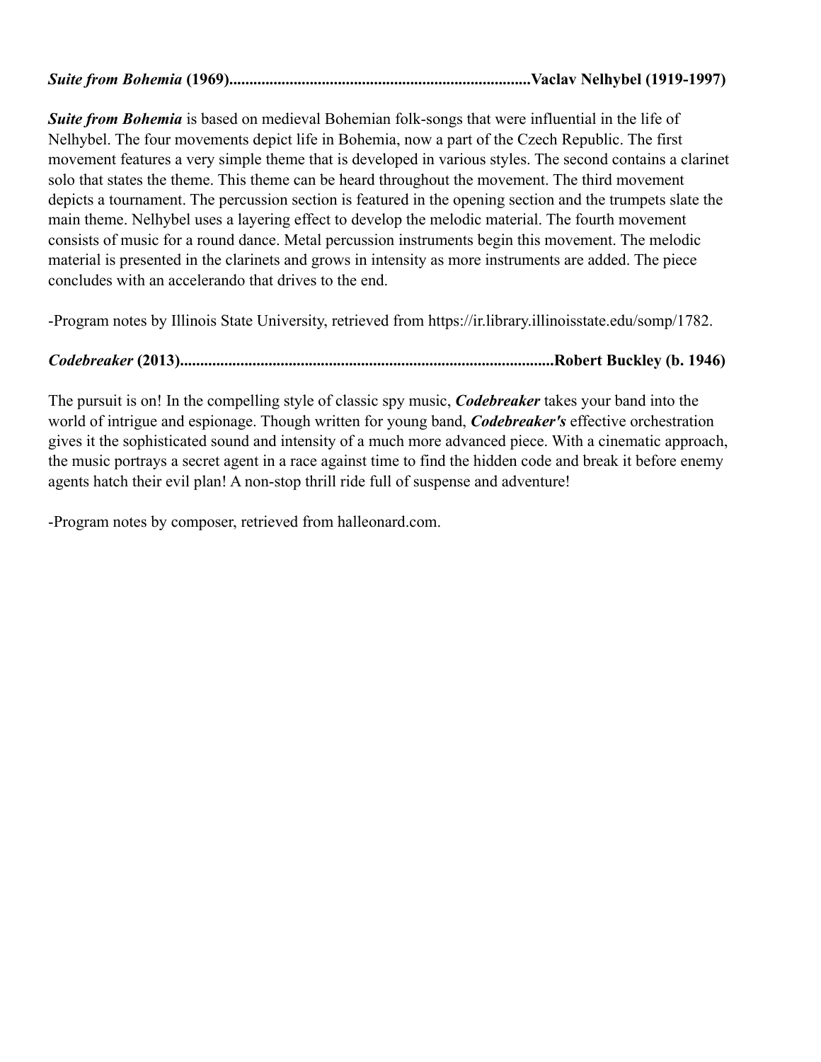***Suite from Bohemia* (1969)..........................................................................Vaclav Nelhybel (1919-1997)**

***Suite from Bohemia*** is based on medieval Bohemian folk-songs that were influential in the life of Nelhybel. The four movements depict life in Bohemia, now a part of the Czech Republic. The first movement features a very simple theme that is developed in various styles. The second contains a clarinet solo that states the theme. This theme can be heard throughout the movement. The third movement depicts a tournament. The percussion section is featured in the opening section and the trumpets slate the main theme. Nelhybel uses a layering effect to develop the melodic material. The fourth movement consists of music for a round dance. Metal percussion instruments begin this movement. The melodic material is presented in the clarinets and grows in intensity as more instruments are added. The piece concludes with an accelerando that drives to the end.

-Program notes by Illinois State University, retrieved from https://ir.library.illinoisstate.edu/somp/1782.

***Codebreaker* (2013)...........................................................................................Robert Buckley (b. 1946)**

The pursuit is on! In the compelling style of classic spy music, ***Codebreaker*** takes your band into the world of intrigue and espionage. Though written for young band, ***Codebreaker's*** effective orchestration gives it the sophisticated sound and intensity of a much more advanced piece. With a cinematic approach, the music portrays a secret agent in a race against time to find the hidden code and break it before enemy agents hatch their evil plan! A non-stop thrill ride full of suspense and adventure!

-Program notes by composer, retrieved from halleonard.com.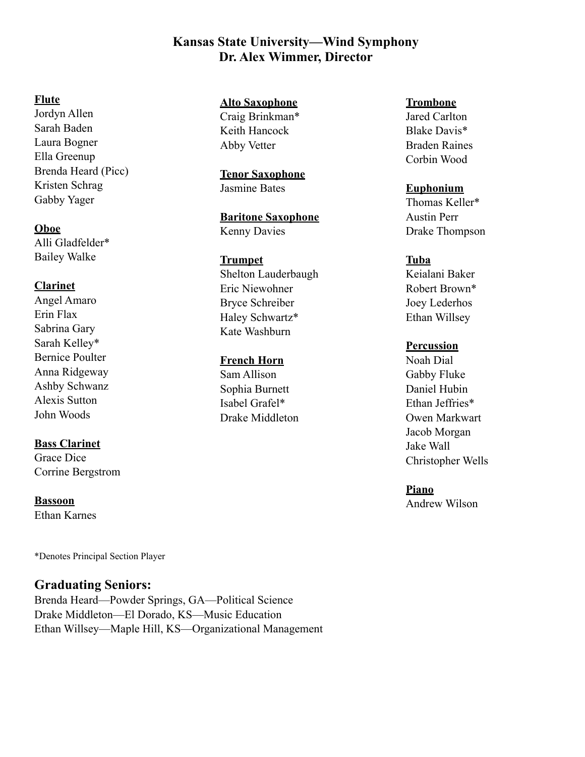# Kansas State University—Wind Symphony
## Dr. Alex Wimmer, Director

**Flute**
Jordyn Allen
Sarah Baden
Laura Bogner
Ella Greenup
Brenda Heard (Picc)
Kristen Schrag
Gabby Yager

**Oboe**
Alli Gladfelder*
Bailey Walke

**Clarinet**
Angel Amaro
Erin Flax
Sabrina Gary
Sarah Kelley*
Bernice Poulter
Anna Ridgeway
Ashby Schwanz
Alexis Sutton
John Woods

**Bass Clarinet**
Grace Dice
Corrine Bergstrom

**Bassoon**
Ethan Karnes

**Alto Saxophone**
Craig Brinkman*
Keith Hancock
Abby Vetter

**Tenor Saxophone**
Jasmine Bates

**Baritone Saxophone**
Kenny Davies

**Trumpet**
Shelton Lauderbaugh
Eric Niewohner
Bryce Schreiber
Haley Schwartz*
Kate Washburn

**French Horn**
Sam Allison
Sophia Burnett
Isabel Grafel*
Drake Middleton

**Trombone**
Jared Carlton
Blake Davis*
Braden Raines
Corbin Wood

**Euphonium**
Thomas Keller*
Austin Perr
Drake Thompson

**Tuba**
Keialani Baker
Robert Brown*
Joey Lederhos
Ethan Willsey

**Percussion**
Noah Dial
Gabby Fluke
Daniel Hubin
Ethan Jeffries*
Owen Markwart
Jacob Morgan
Jake Wall
Christopher Wells

**Piano**
Andrew Wilson

*Denotes Principal Section Player

## Graduating Seniors:

Brenda Heard—Powder Springs, GA—Political Science
Drake Middleton—El Dorado, KS—Music Education
Ethan Willsey—Maple Hill, KS—Organizational Management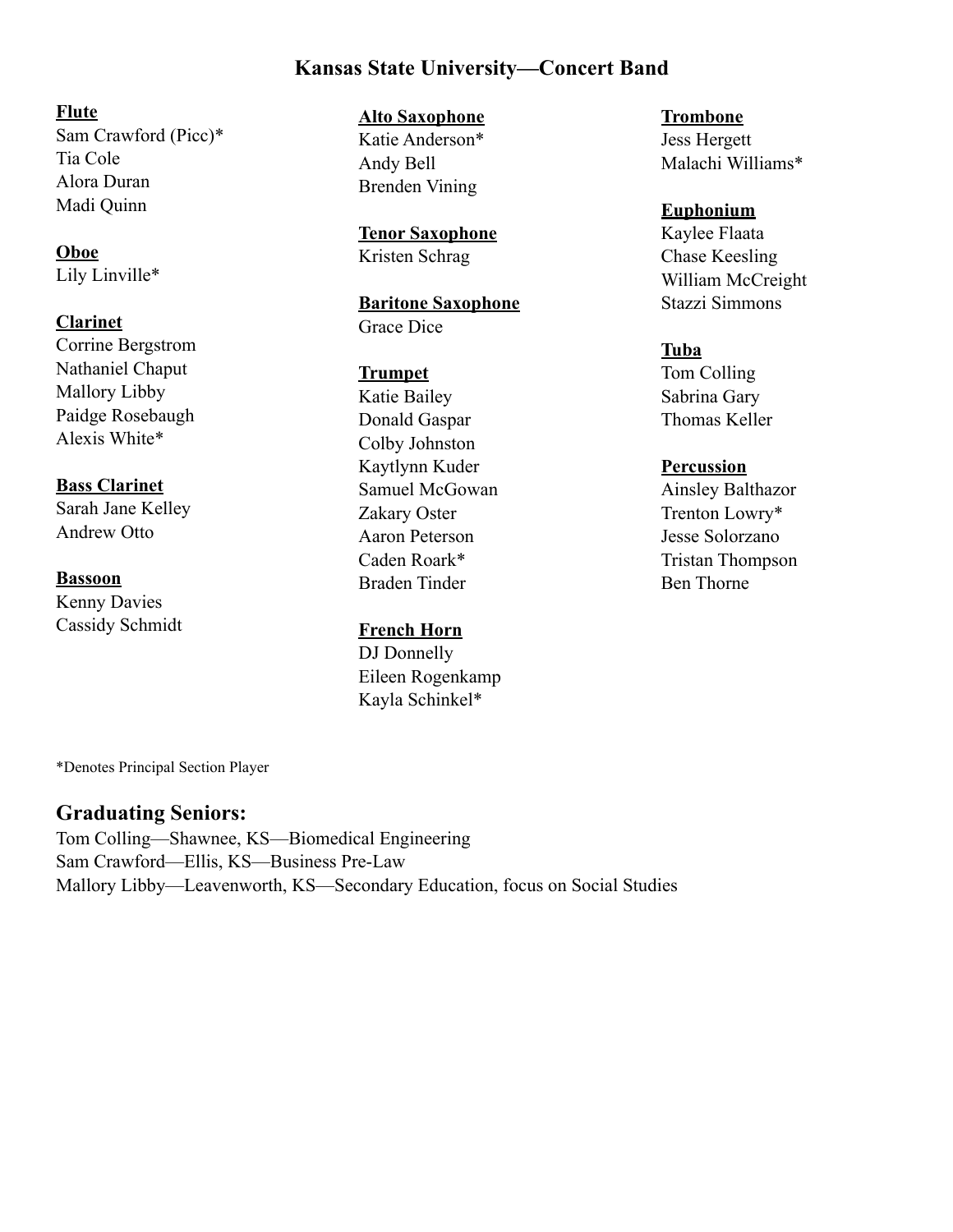# Kansas State University—Concert Band

**Flute**
Sam Crawford (Picc)*
Tia Cole
Alora Duran
Madi Quinn

**Oboe**
Lily Linville*

**Clarinet**
Corrine Bergstrom
Nathaniel Chaput
Mallory Libby
Paidge Rosebaugh
Alexis White*

**Bass Clarinet**
Sarah Jane Kelley
Andrew Otto

**Bassoon**
Kenny Davies
Cassidy Schmidt

**Alto Saxophone**
Katie Anderson*
Andy Bell
Brenden Vining

**Tenor Saxophone**
Kristen Schrag

**Baritone Saxophone**
Grace Dice

**Trumpet**
Katie Bailey
Donald Gaspar
Colby Johnston
Kaytlynn Kuder
Samuel McGowan
Zakary Oster
Aaron Peterson
Caden Roark*
Braden Tinder

**French Horn**
DJ Donnelly
Eileen Rogenkamp
Kayla Schinkel*

**Trombone**
Jess Hergett
Malachi Williams*

**Euphonium**
Kaylee Flaata
Chase Keesling
William McCreight
Stazzi Simmons

**Tuba**
Tom Colling
Sabrina Gary
Thomas Keller

**Percussion**
Ainsley Balthazor
Trenton Lowry*
Jesse Solorzano
Tristan Thompson
Ben Thorne

*Denotes Principal Section Player

## Graduating Seniors:

Tom Colling—Shawnee, KS—Biomedical Engineering
Sam Crawford—Ellis, KS—Business Pre-Law
Mallory Libby—Leavenworth, KS—Secondary Education, focus on Social Studies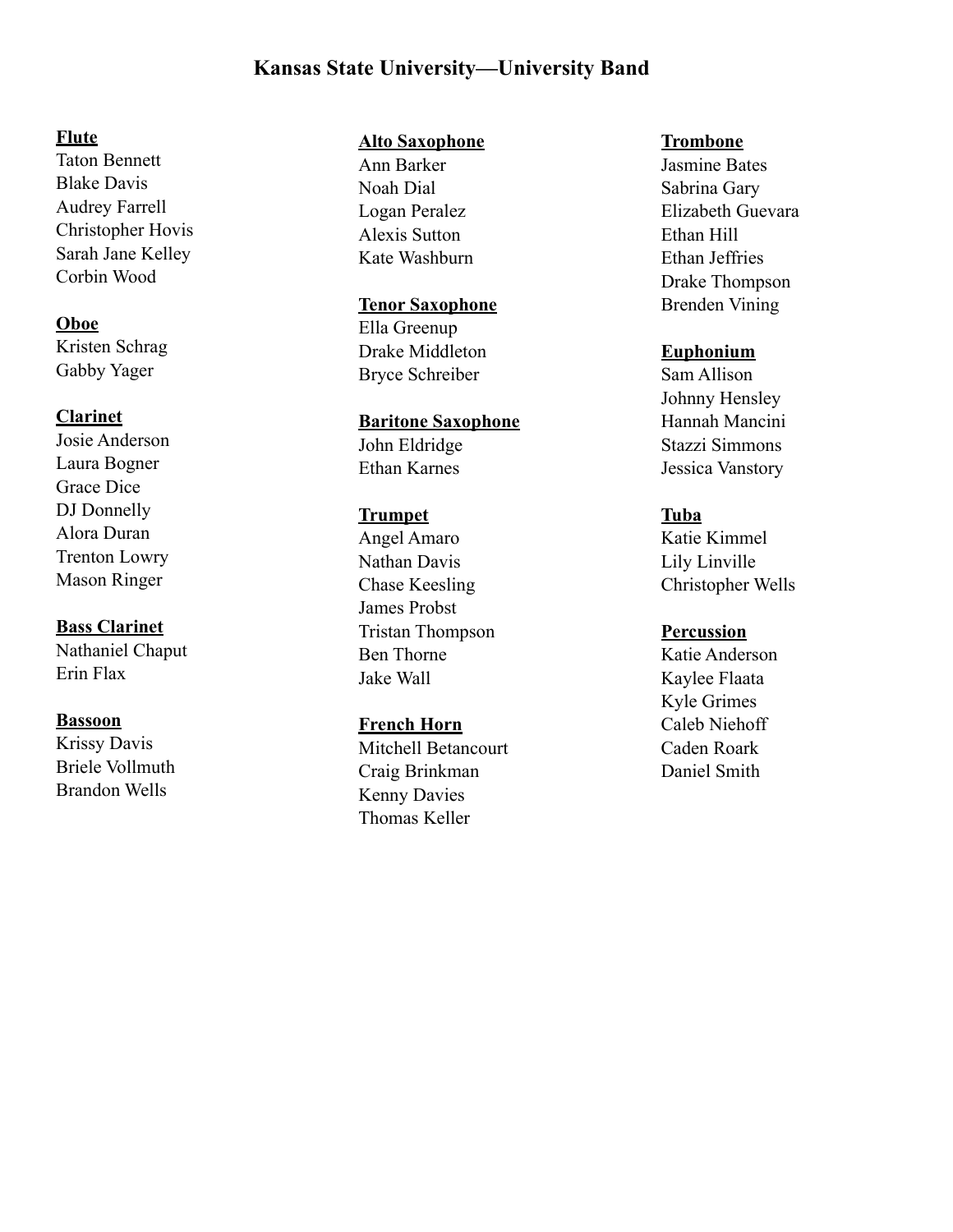# Kansas State University—University Band

**Flute**
Taton Bennett
Blake Davis
Audrey Farrell
Christopher Hovis
Sarah Jane Kelley
Corbin Wood

**Oboe**
Kristen Schrag
Gabby Yager

**Clarinet**
Josie Anderson
Laura Bogner
Grace Dice
DJ Donnelly
Alora Duran
Trenton Lowry
Mason Ringer

**Bass Clarinet**
Nathaniel Chaput
Erin Flax

**Bassoon**
Krissy Davis
Briele Vollmuth
Brandon Wells

**Alto Saxophone**
Ann Barker
Noah Dial
Logan Peralez
Alexis Sutton
Kate Washburn

**Tenor Saxophone**
Ella Greenup
Drake Middleton
Bryce Schreiber

**Baritone Saxophone**
John Eldridge
Ethan Karnes

**Trumpet**
Angel Amaro
Nathan Davis
Chase Keesling
James Probst
Tristan Thompson
Ben Thorne
Jake Wall

**French Horn**
Mitchell Betancourt
Craig Brinkman
Kenny Davies
Thomas Keller

**Trombone**
Jasmine Bates
Sabrina Gary
Elizabeth Guevara
Ethan Hill
Ethan Jeffries
Drake Thompson
Brenden Vining

**Euphonium**
Sam Allison
Johnny Hensley
Hannah Mancini
Stazzi Simmons
Jessica Vanstory

**Tuba**
Katie Kimmel
Lily Linville
Christopher Wells

**Percussion**
Katie Anderson
Kaylee Flaata
Kyle Grimes
Caleb Niehoff
Caden Roark
Daniel Smith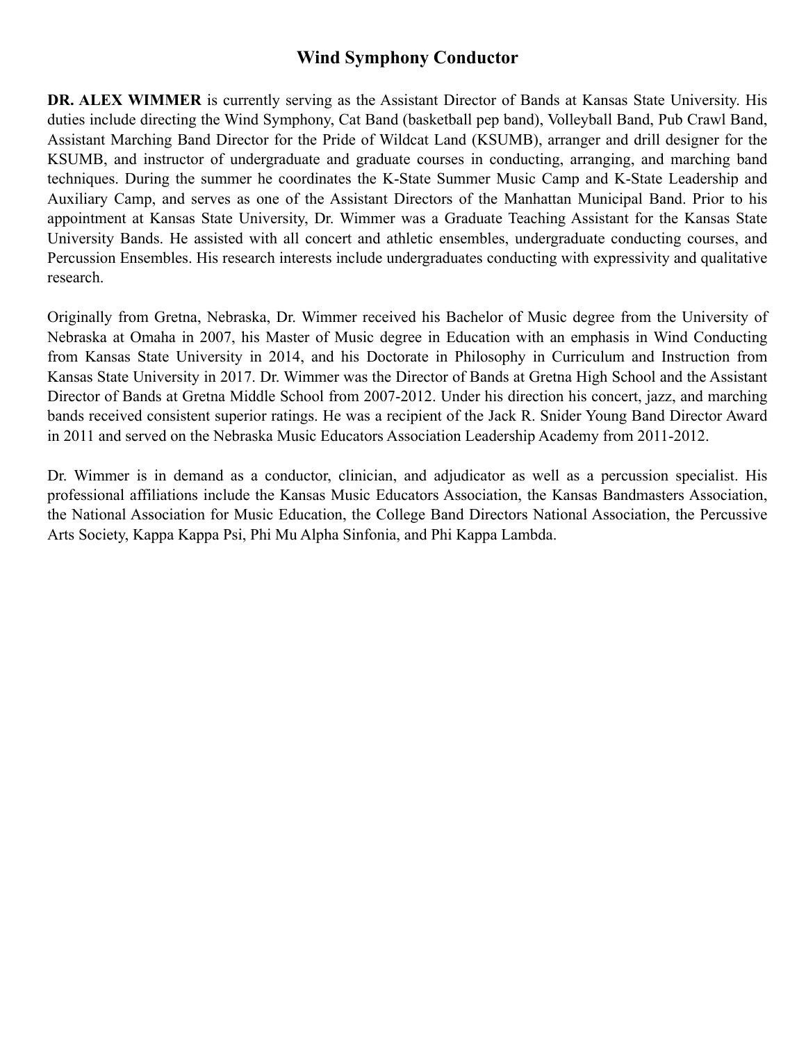## Wind Symphony Conductor

**DR. ALEX WIMMER** is currently serving as the Assistant Director of Bands at Kansas State University. His duties include directing the Wind Symphony, Cat Band (basketball pep band), Volleyball Band, Pub Crawl Band, Assistant Marching Band Director for the Pride of Wildcat Land (KSUMB), arranger and drill designer for the KSUMB, and instructor of undergraduate and graduate courses in conducting, arranging, and marching band techniques. During the summer he coordinates the K-State Summer Music Camp and K-State Leadership and Auxiliary Camp, and serves as one of the Assistant Directors of the Manhattan Municipal Band. Prior to his appointment at Kansas State University, Dr. Wimmer was a Graduate Teaching Assistant for the Kansas State University Bands. He assisted with all concert and athletic ensembles, undergraduate conducting courses, and Percussion Ensembles. His research interests include undergraduates conducting with expressivity and qualitative research.

Originally from Gretna, Nebraska, Dr. Wimmer received his Bachelor of Music degree from the University of Nebraska at Omaha in 2007, his Master of Music degree in Education with an emphasis in Wind Conducting from Kansas State University in 2014, and his Doctorate in Philosophy in Curriculum and Instruction from Kansas State University in 2017. Dr. Wimmer was the Director of Bands at Gretna High School and the Assistant Director of Bands at Gretna Middle School from 2007-2012. Under his direction his concert, jazz, and marching bands received consistent superior ratings. He was a recipient of the Jack R. Snider Young Band Director Award in 2011 and served on the Nebraska Music Educators Association Leadership Academy from 2011-2012.

Dr. Wimmer is in demand as a conductor, clinician, and adjudicator as well as a percussion specialist. His professional affiliations include the Kansas Music Educators Association, the Kansas Bandmasters Association, the National Association for Music Education, the College Band Directors National Association, the Percussive Arts Society, Kappa Kappa Psi, Phi Mu Alpha Sinfonia, and Phi Kappa Lambda.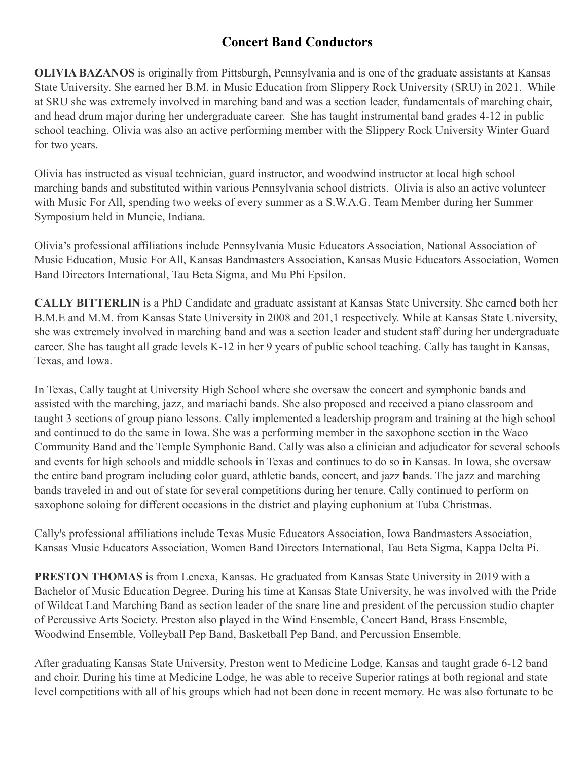## Concert Band Conductors

**OLIVIA BAZANOS** is originally from Pittsburgh, Pennsylvania and is one of the graduate assistants at Kansas State University. She earned her B.M. in Music Education from Slippery Rock University (SRU) in 2021. While at SRU she was extremely involved in marching band and was a section leader, fundamentals of marching chair, and head drum major during her undergraduate career. She has taught instrumental band grades 4-12 in public school teaching. Olivia was also an active performing member with the Slippery Rock University Winter Guard for two years.

Olivia has instructed as visual technician, guard instructor, and woodwind instructor at local high school marching bands and substituted within various Pennsylvania school districts. Olivia is also an active volunteer with Music For All, spending two weeks of every summer as a S.W.A.G. Team Member during her Summer Symposium held in Muncie, Indiana.

Olivia's professional affiliations include Pennsylvania Music Educators Association, National Association of Music Education, Music For All, Kansas Bandmasters Association, Kansas Music Educators Association, Women Band Directors International, Tau Beta Sigma, and Mu Phi Epsilon.

**CALLY BITTERLIN** is a PhD Candidate and graduate assistant at Kansas State University. She earned both her B.M.E and M.M. from Kansas State University in 2008 and 201,1 respectively. While at Kansas State University, she was extremely involved in marching band and was a section leader and student staff during her undergraduate career. She has taught all grade levels K-12 in her 9 years of public school teaching. Cally has taught in Kansas, Texas, and Iowa.

In Texas, Cally taught at University High School where she oversaw the concert and symphonic bands and assisted with the marching, jazz, and mariachi bands. She also proposed and received a piano classroom and taught 3 sections of group piano lessons. Cally implemented a leadership program and training at the high school and continued to do the same in Iowa. She was a performing member in the saxophone section in the Waco Community Band and the Temple Symphonic Band. Cally was also a clinician and adjudicator for several schools and events for high schools and middle schools in Texas and continues to do so in Kansas. In Iowa, she oversaw the entire band program including color guard, athletic bands, concert, and jazz bands. The jazz and marching bands traveled in and out of state for several competitions during her tenure. Cally continued to perform on saxophone soloing for different occasions in the district and playing euphonium at Tuba Christmas.

Cally's professional affiliations include Texas Music Educators Association, Iowa Bandmasters Association, Kansas Music Educators Association, Women Band Directors International, Tau Beta Sigma, Kappa Delta Pi.

**PRESTON THOMAS** is from Lenexa, Kansas. He graduated from Kansas State University in 2019 with a Bachelor of Music Education Degree. During his time at Kansas State University, he was involved with the Pride of Wildcat Land Marching Band as section leader of the snare line and president of the percussion studio chapter of Percussive Arts Society. Preston also played in the Wind Ensemble, Concert Band, Brass Ensemble, Woodwind Ensemble, Volleyball Pep Band, Basketball Pep Band, and Percussion Ensemble.

After graduating Kansas State University, Preston went to Medicine Lodge, Kansas and taught grade 6-12 band and choir. During his time at Medicine Lodge, he was able to receive Superior ratings at both regional and state level competitions with all of his groups which had not been done in recent memory. He was also fortunate to be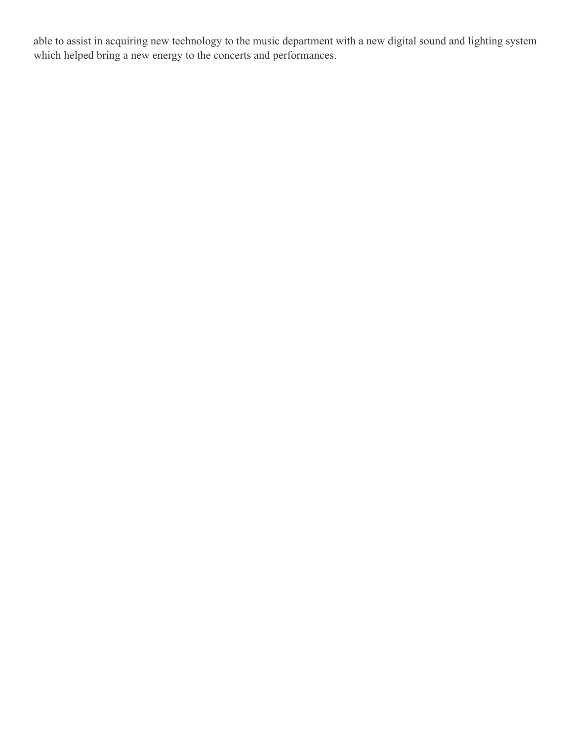able to assist in acquiring new technology to the music department with a new digital sound and lighting system which helped bring a new energy to the concerts and performances.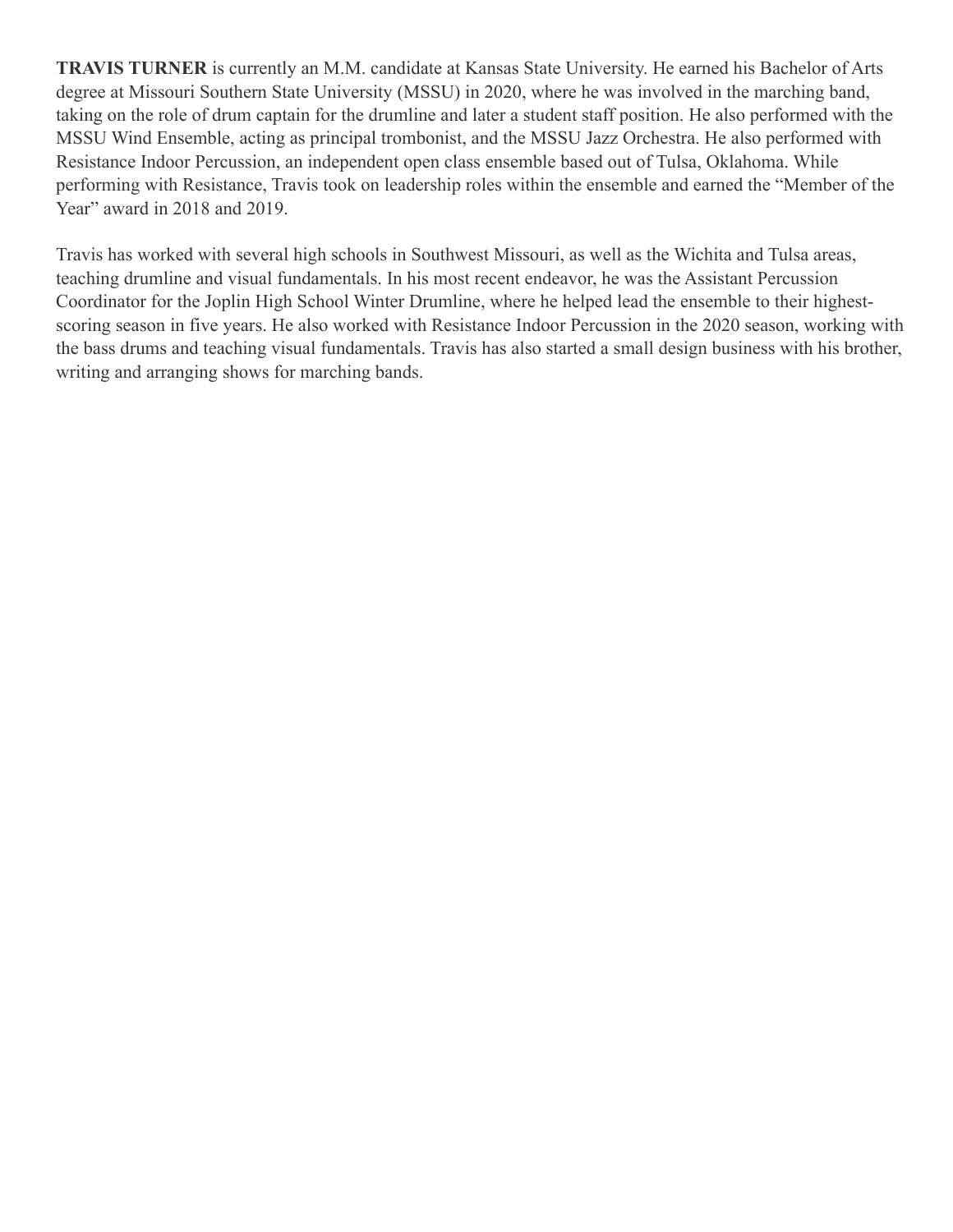**TRAVIS TURNER** is currently an M.M. candidate at Kansas State University. He earned his Bachelor of Arts degree at Missouri Southern State University (MSSU) in 2020, where he was involved in the marching band, taking on the role of drum captain for the drumline and later a student staff position. He also performed with the MSSU Wind Ensemble, acting as principal trombonist, and the MSSU Jazz Orchestra. He also performed with Resistance Indoor Percussion, an independent open class ensemble based out of Tulsa, Oklahoma. While performing with Resistance, Travis took on leadership roles within the ensemble and earned the "Member of the Year" award in 2018 and 2019.

Travis has worked with several high schools in Southwest Missouri, as well as the Wichita and Tulsa areas, teaching drumline and visual fundamentals. In his most recent endeavor, he was the Assistant Percussion Coordinator for the Joplin High School Winter Drumline, where he helped lead the ensemble to their highest-scoring season in five years. He also worked with Resistance Indoor Percussion in the 2020 season, working with the bass drums and teaching visual fundamentals. Travis has also started a small design business with his brother, writing and arranging shows for marching bands.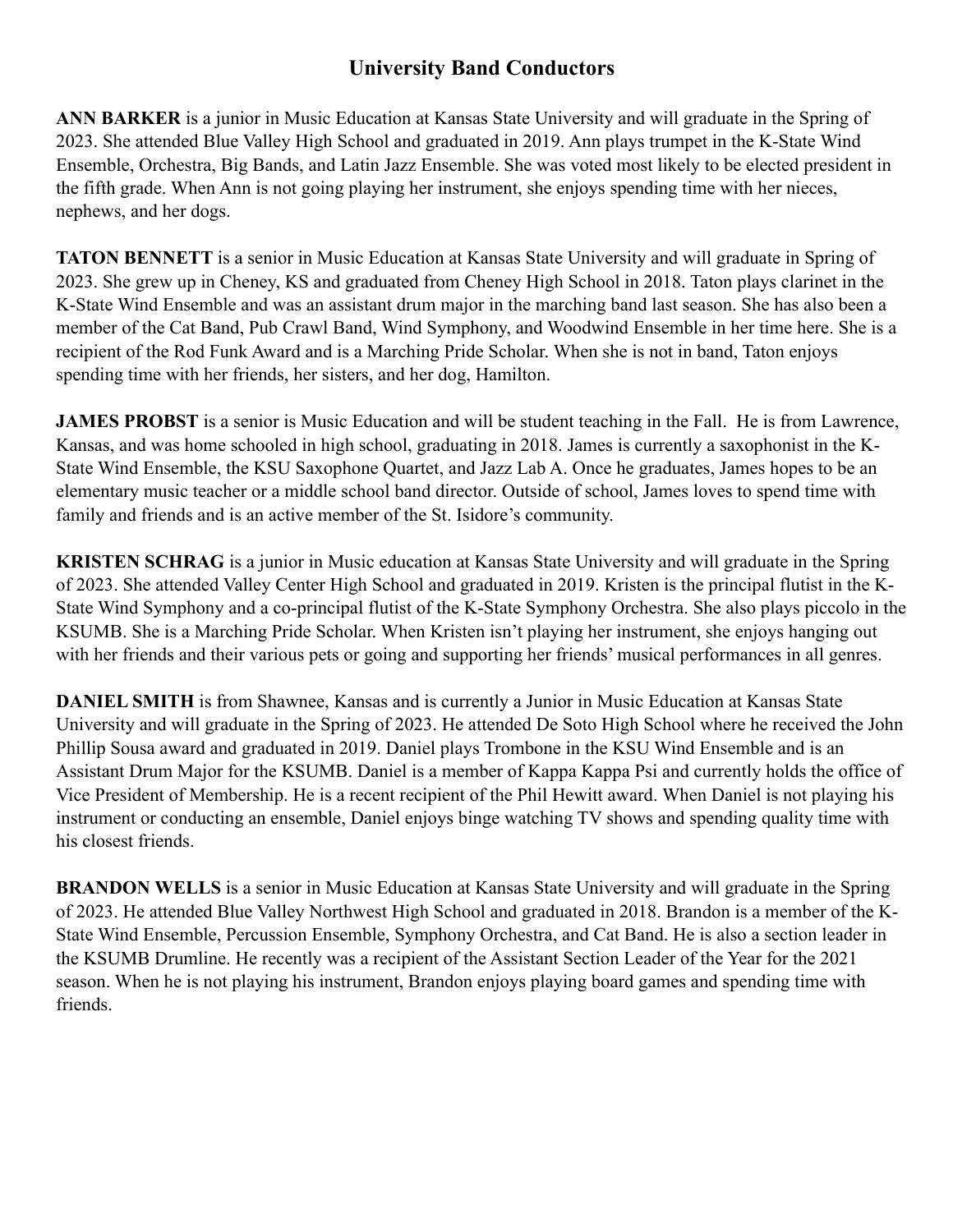# University Band Conductors

**ANN BARKER** is a junior in Music Education at Kansas State University and will graduate in the Spring of 2023. She attended Blue Valley High School and graduated in 2019. Ann plays trumpet in the K-State Wind Ensemble, Orchestra, Big Bands, and Latin Jazz Ensemble. She was voted most likely to be elected president in the fifth grade. When Ann is not going playing her instrument, she enjoys spending time with her nieces, nephews, and her dogs.

**TATON BENNETT** is a senior in Music Education at Kansas State University and will graduate in Spring of 2023. She grew up in Cheney, KS and graduated from Cheney High School in 2018. Taton plays clarinet in the K-State Wind Ensemble and was an assistant drum major in the marching band last season. She has also been a member of the Cat Band, Pub Crawl Band, Wind Symphony, and Woodwind Ensemble in her time here. She is a recipient of the Rod Funk Award and is a Marching Pride Scholar. When she is not in band, Taton enjoys spending time with her friends, her sisters, and her dog, Hamilton.

**JAMES PROBST** is a senior is Music Education and will be student teaching in the Fall. He is from Lawrence, Kansas, and was home schooled in high school, graduating in 2018. James is currently a saxophonist in the K-State Wind Ensemble, the KSU Saxophone Quartet, and Jazz Lab A. Once he graduates, James hopes to be an elementary music teacher or a middle school band director. Outside of school, James loves to spend time with family and friends and is an active member of the St. Isidore's community.

**KRISTEN SCHRAG** is a junior in Music education at Kansas State University and will graduate in the Spring of 2023. She attended Valley Center High School and graduated in 2019. Kristen is the principal flutist in the K-State Wind Symphony and a co-principal flutist of the K-State Symphony Orchestra. She also plays piccolo in the KSUMB. She is a Marching Pride Scholar. When Kristen isn't playing her instrument, she enjoys hanging out with her friends and their various pets or going and supporting her friends' musical performances in all genres.

**DANIEL SMITH** is from Shawnee, Kansas and is currently a Junior in Music Education at Kansas State University and will graduate in the Spring of 2023. He attended De Soto High School where he received the John Phillip Sousa award and graduated in 2019. Daniel plays Trombone in the KSU Wind Ensemble and is an Assistant Drum Major for the KSUMB. Daniel is a member of Kappa Kappa Psi and currently holds the office of Vice President of Membership. He is a recent recipient of the Phil Hewitt award. When Daniel is not playing his instrument or conducting an ensemble, Daniel enjoys binge watching TV shows and spending quality time with his closest friends.

**BRANDON WELLS** is a senior in Music Education at Kansas State University and will graduate in the Spring of 2023. He attended Blue Valley Northwest High School and graduated in 2018. Brandon is a member of the K-State Wind Ensemble, Percussion Ensemble, Symphony Orchestra, and Cat Band. He is also a section leader in the KSUMB Drumline. He recently was a recipient of the Assistant Section Leader of the Year for the 2021 season. When he is not playing his instrument, Brandon enjoys playing board games and spending time with friends.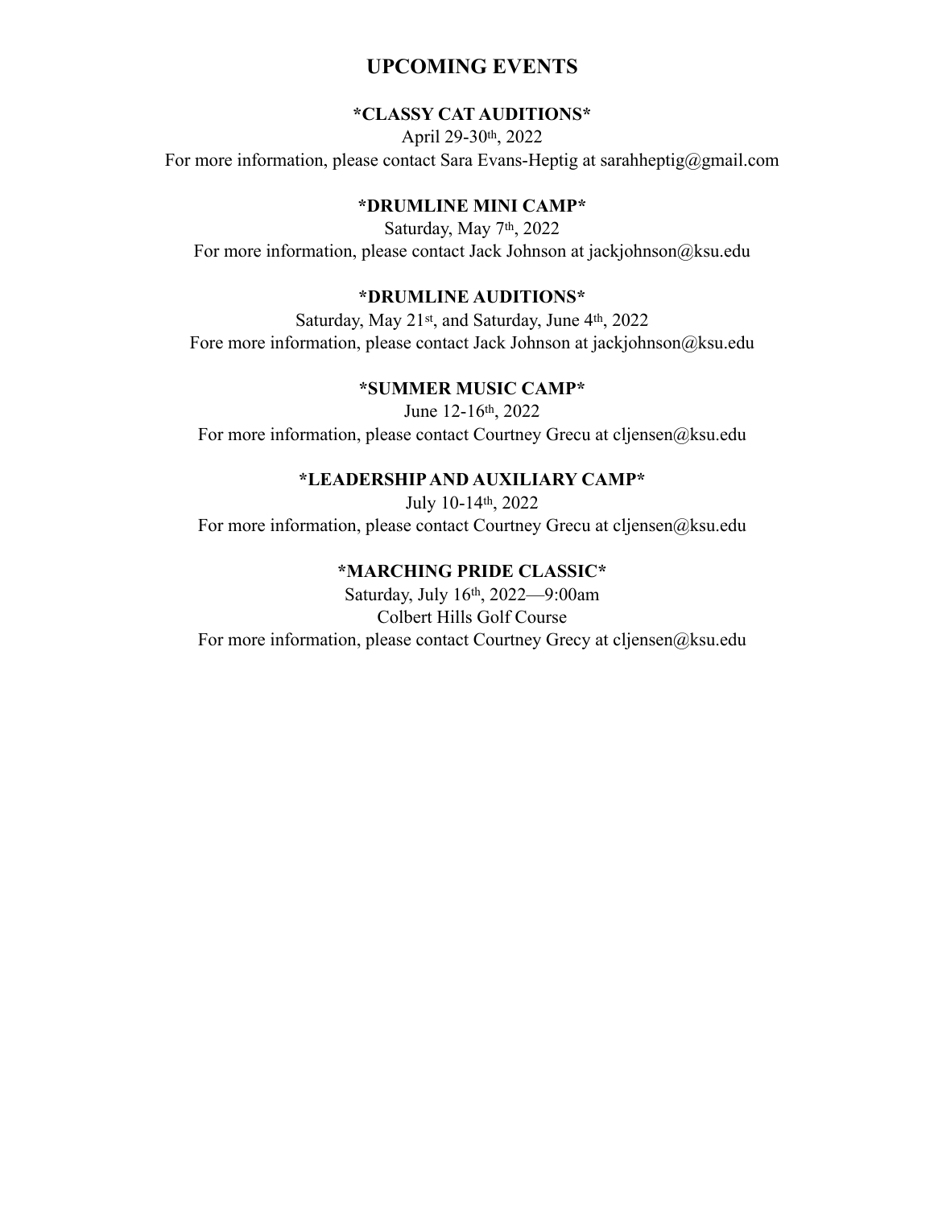## UPCOMING EVENTS

**\*CLASSY CAT AUDITIONS\***

April 29-30th, 2022

For more information, please contact Sara Evans-Heptig at sarahheptig@gmail.com

**\*DRUMLINE MINI CAMP\***

Saturday, May 7th, 2022

For more information, please contact Jack Johnson at jackjohnson@ksu.edu

**\*DRUMLINE AUDITIONS\***

Saturday, May 21st, and Saturday, June 4th, 2022

Fore more information, please contact Jack Johnson at jackjohnson@ksu.edu

**\*SUMMER MUSIC CAMP\***

June 12-16th, 2022

For more information, please contact Courtney Grecu at cljensen@ksu.edu

**\*LEADERSHIP AND AUXILIARY CAMP\***

July 10-14th, 2022

For more information, please contact Courtney Grecu at cljensen@ksu.edu

**\*MARCHING PRIDE CLASSIC\***

Saturday, July 16th, 2022—9:00am

Colbert Hills Golf Course

For more information, please contact Courtney Grecy at cljensen@ksu.edu